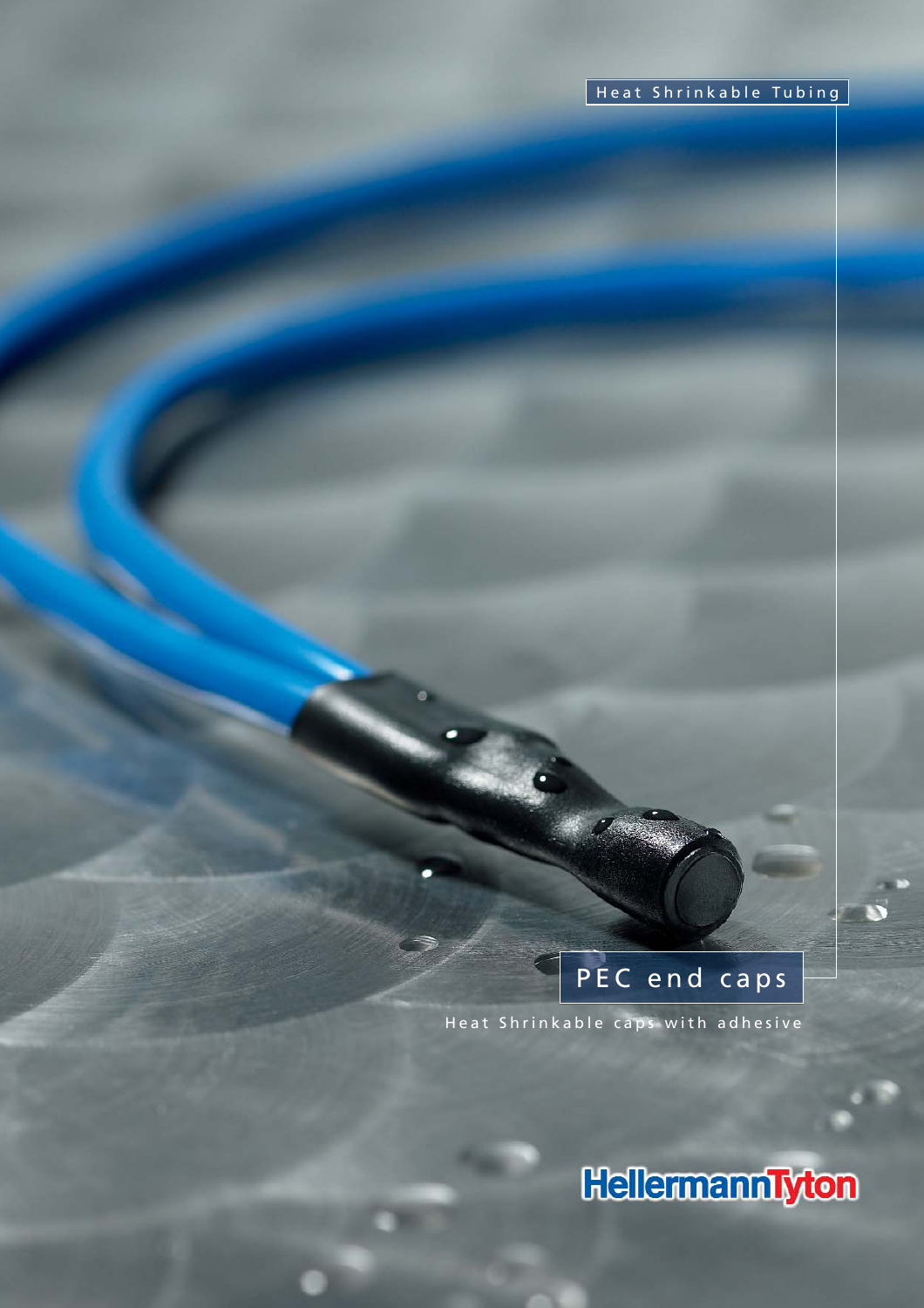Heat Shrinkable Tubing

# PEC end caps

Heat Shrinkable caps with adhesive

HellermannTyton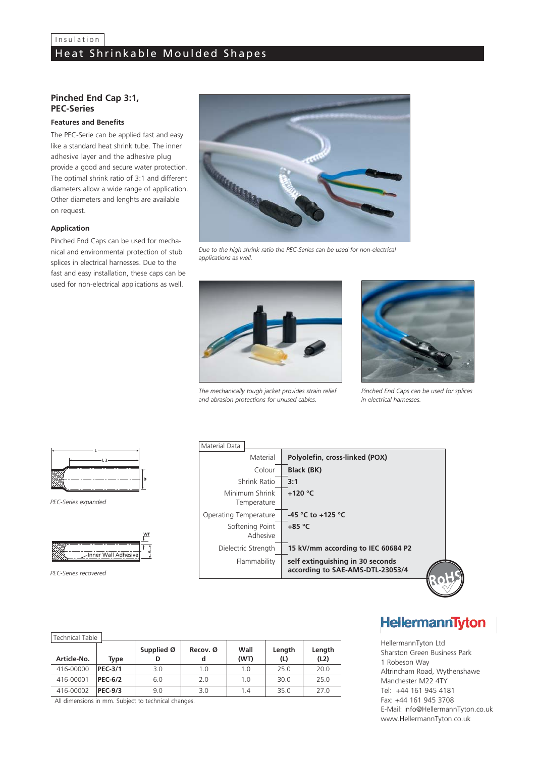Insulation

# Heat Shrinkable Moulded Shapes

## Pinched End Cap 3:1, PEC-Series

### Features and Benefits

The PEC-Serie can be applied fast and easy like a standard heat shrink tube. The inner adhesive layer and the adhesive plug provide a good and secure water protection. The optimal shrink ratio of 3:1 and different diameters allow a wide range of application. Other diameters and lenghts are available on request.

### Application

Pinched End Caps can be used for mechanical and environmental protection of stub splices in electrical harnesses. Due to the fast and easy installation, these caps can be used for non-electrical applications as well.

*Due to the high shrink ratio the PEC-Series can be used for non-electrical applications as well.*

*The mechanically tough jacket provides strain relief and abrasion protections for unused cables.*

*Pinched End Caps can be used for splices in electrical harnesses.*

L
L 2
D

*PEC-Series expanded*

WT
Inner Wall Adhesive
d

*PEC-Series recovered*

Material Data

| | |
|---|---|
| Material | **Polyolefin, cross-linked (POX)** |
| Colour | **Black (BK)** |
| Shrink Ratio | **3:1** |
| Minimum Shrink Temperature | **+120 °C** |
| Operating Temperature | **-45 °C to +125 °C** |
| Softening Point Adhesive | **+85 °C** |
| Dielectric Strength | **15 kV/mm according to IEC 60684 P2** |
| Flammability | **self extinguishing in 30 seconds according to SAE-AMS-DTL-23053/4** |

RoHS

Technical Table

| Article-No. | Type | Supplied Ø D | Recov. Ø d | Wall (WT) | Length (L) | Length (L2) |
|---|---|---|---|---|---|---|
| 416-00000 | **PEC-3/1** | 3.0 | 1.0 | 1.0 | 25.0 | 20.0 |
| 416-00001 | **PEC-6/2** | 6.0 | 2.0 | 1.0 | 30.0 | 25.0 |
| 416-00002 | **PEC-9/3** | 9.0 | 3.0 | 1.4 | 35.0 | 27.0 |

All dimensions in mm. Subject to technical changes.

**HellermannTyton**

HellermannTyton Ltd
Sharston Green Business Park
1 Robeson Way
Altrincham Road, Wythenshawe
Manchester M22 4TY
Tel: +44 161 945 4181
Fax: +44 161 945 3708
E-Mail: info@HellermannTyton.co.uk
www.HellermannTyton.co.uk